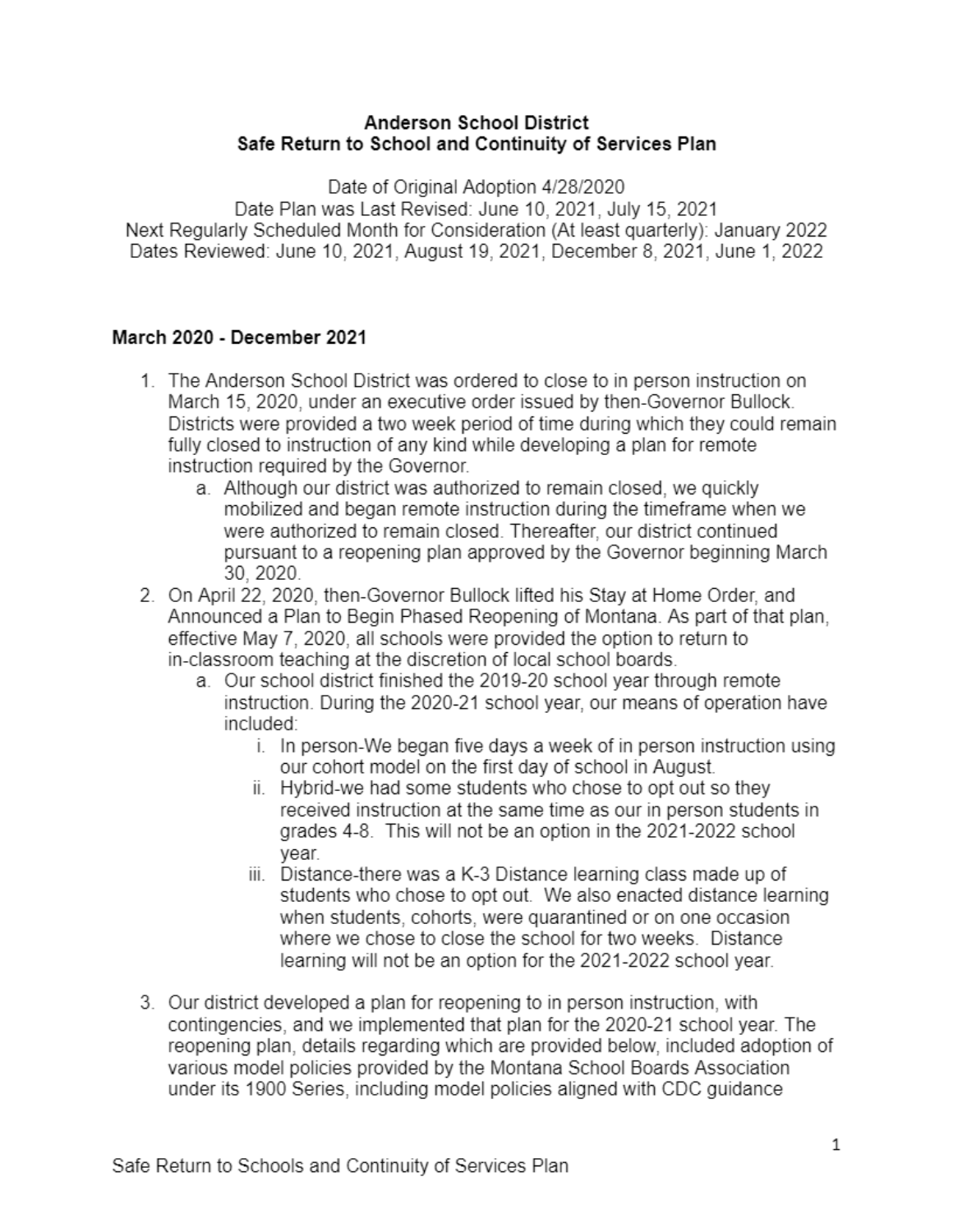**Anderson School District**
**Safe Return to School and Continuity of Services Plan**

Date of Original Adoption 4/28/2020
Date Plan was Last Revised: June 10, 2021, July 15, 2021
Next Regularly Scheduled Month for Consideration (At least quarterly): January 2022
Dates Reviewed: June 10, 2021, August 19, 2021, December 8, 2021, June 1, 2022

**March 2020 - December 2021**

1. The Anderson School District was ordered to close to in person instruction on March 15, 2020, under an executive order issued by then-Governor Bullock. Districts were provided a two week period of time during which they could remain fully closed to instruction of any kind while developing a plan for remote instruction required by the Governor.
   a. Although our district was authorized to remain closed, we quickly mobilized and began remote instruction during the timeframe when we were authorized to remain closed. Thereafter, our district continued pursuant to a reopening plan approved by the Governor beginning March 30, 2020.
2. On April 22, 2020, then-Governor Bullock lifted his Stay at Home Order, and Announced a Plan to Begin Phased Reopening of Montana. As part of that plan, effective May 7, 2020, all schools were provided the option to return to in-classroom teaching at the discretion of local school boards.
   a. Our school district finished the 2019-20 school year through remote instruction. During the 2020-21 school year, our means of operation have included:
      i. In person-We began five days a week of in person instruction using our cohort model on the first day of school in August.
      ii. Hybrid-we had some students who chose to opt out so they received instruction at the same time as our in person students in grades 4-8. This will not be an option in the 2021-2022 school year.
      iii. Distance-there was a K-3 Distance learning class made up of students who chose to opt out. We also enacted distance learning when students, cohorts, were quarantined or on one occasion where we chose to close the school for two weeks. Distance learning will not be an option for the 2021-2022 school year.
3. Our district developed a plan for reopening to in person instruction, with contingencies, and we implemented that plan for the 2020-21 school year. The reopening plan, details regarding which are provided below, included adoption of various model policies provided by the Montana School Boards Association under its 1900 Series, including model policies aligned with CDC guidance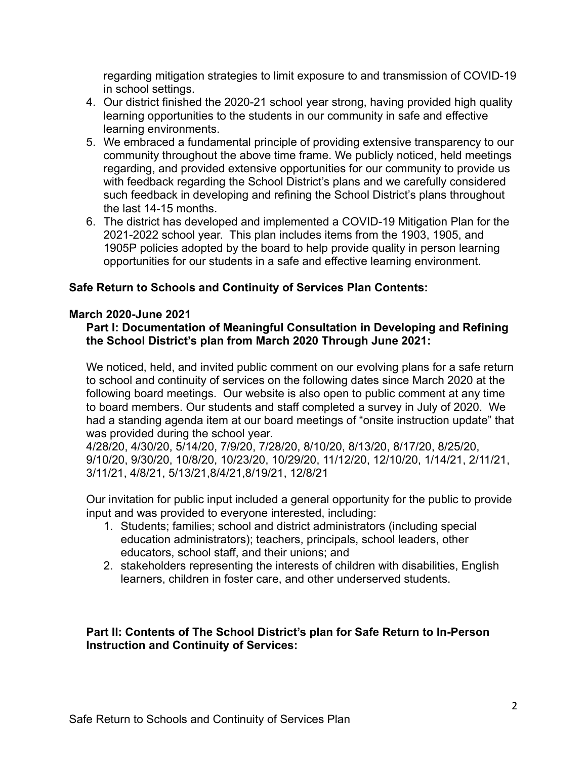regarding mitigation strategies to limit exposure to and transmission of COVID-19 in school settings.

4. Our district finished the 2020-21 school year strong, having provided high quality learning opportunities to the students in our community in safe and effective learning environments.
5. We embraced a fundamental principle of providing extensive transparency to our community throughout the above time frame. We publicly noticed, held meetings regarding, and provided extensive opportunities for our community to provide us with feedback regarding the School District's plans and we carefully considered such feedback in developing and refining the School District's plans throughout the last 14-15 months.
6. The district has developed and implemented a COVID-19 Mitigation Plan for the 2021-2022 school year. This plan includes items from the 1903, 1905, and 1905P policies adopted by the board to help provide quality in person learning opportunities for our students in a safe and effective learning environment.

**Safe Return to Schools and Continuity of Services Plan Contents:**

**March 2020-June 2021**

**Part I: Documentation of Meaningful Consultation in Developing and Refining the School District's plan from March 2020 Through June 2021:**

We noticed, held, and invited public comment on our evolving plans for a safe return to school and continuity of services on the following dates since March 2020 at the following board meetings. Our website is also open to public comment at any time to board members. Our students and staff completed a survey in July of 2020. We had a standing agenda item at our board meetings of "onsite instruction update" that was provided during the school year.
4/28/20, 4/30/20, 5/14/20, 7/9/20, 7/28/20, 8/10/20, 8/13/20, 8/17/20, 8/25/20, 9/10/20, 9/30/20, 10/8/20, 10/23/20, 10/29/20, 11/12/20, 12/10/20, 1/14/21, 2/11/21, 3/11/21, 4/8/21, 5/13/21,8/4/21,8/19/21, 12/8/21

Our invitation for public input included a general opportunity for the public to provide input and was provided to everyone interested, including:

1. Students; families; school and district administrators (including special education administrators); teachers, principals, school leaders, other educators, school staff, and their unions; and
2. stakeholders representing the interests of children with disabilities, English learners, children in foster care, and other underserved students.

**Part II: Contents of The School District's plan for Safe Return to In-Person Instruction and Continuity of Services:**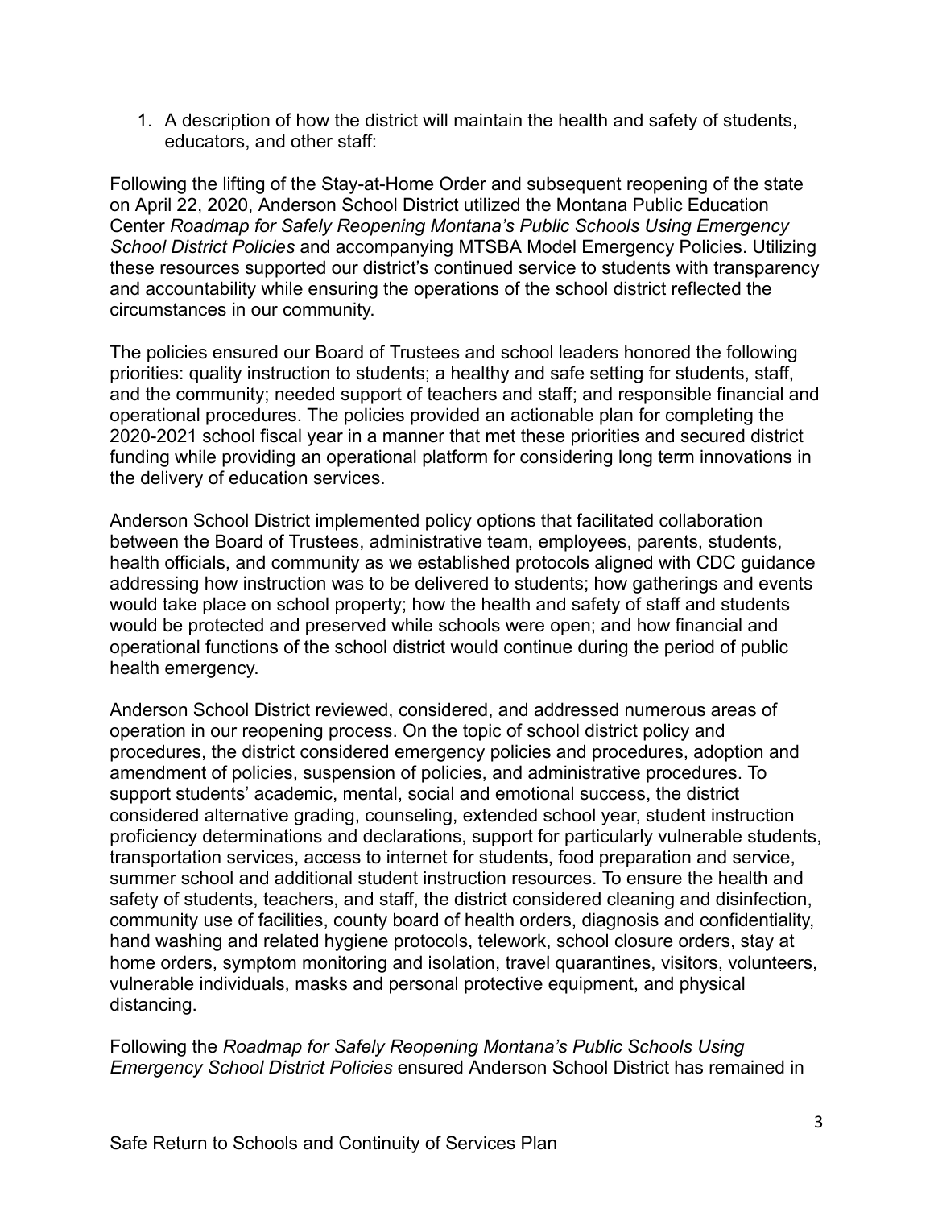1. A description of how the district will maintain the health and safety of students, educators, and other staff:

Following the lifting of the Stay-at-Home Order and subsequent reopening of the state on April 22, 2020, Anderson School District utilized the Montana Public Education Center *Roadmap for Safely Reopening Montana's Public Schools Using Emergency School District Policies* and accompanying MTSBA Model Emergency Policies. Utilizing these resources supported our district's continued service to students with transparency and accountability while ensuring the operations of the school district reflected the circumstances in our community.

The policies ensured our Board of Trustees and school leaders honored the following priorities: quality instruction to students; a healthy and safe setting for students, staff, and the community; needed support of teachers and staff; and responsible financial and operational procedures. The policies provided an actionable plan for completing the 2020-2021 school fiscal year in a manner that met these priorities and secured district funding while providing an operational platform for considering long term innovations in the delivery of education services.

Anderson School District implemented policy options that facilitated collaboration between the Board of Trustees, administrative team, employees, parents, students, health officials, and community as we established protocols aligned with CDC guidance addressing how instruction was to be delivered to students; how gatherings and events would take place on school property; how the health and safety of staff and students would be protected and preserved while schools were open; and how financial and operational functions of the school district would continue during the period of public health emergency.

Anderson School District reviewed, considered, and addressed numerous areas of operation in our reopening process. On the topic of school district policy and procedures, the district considered emergency policies and procedures, adoption and amendment of policies, suspension of policies, and administrative procedures. To support students' academic, mental, social and emotional success, the district considered alternative grading, counseling, extended school year, student instruction proficiency determinations and declarations, support for particularly vulnerable students, transportation services, access to internet for students, food preparation and service, summer school and additional student instruction resources. To ensure the health and safety of students, teachers, and staff, the district considered cleaning and disinfection, community use of facilities, county board of health orders, diagnosis and confidentiality, hand washing and related hygiene protocols, telework, school closure orders, stay at home orders, symptom monitoring and isolation, travel quarantines, visitors, volunteers, vulnerable individuals, masks and personal protective equipment, and physical distancing.

Following the *Roadmap for Safely Reopening Montana's Public Schools Using Emergency School District Policies* ensured Anderson School District has remained in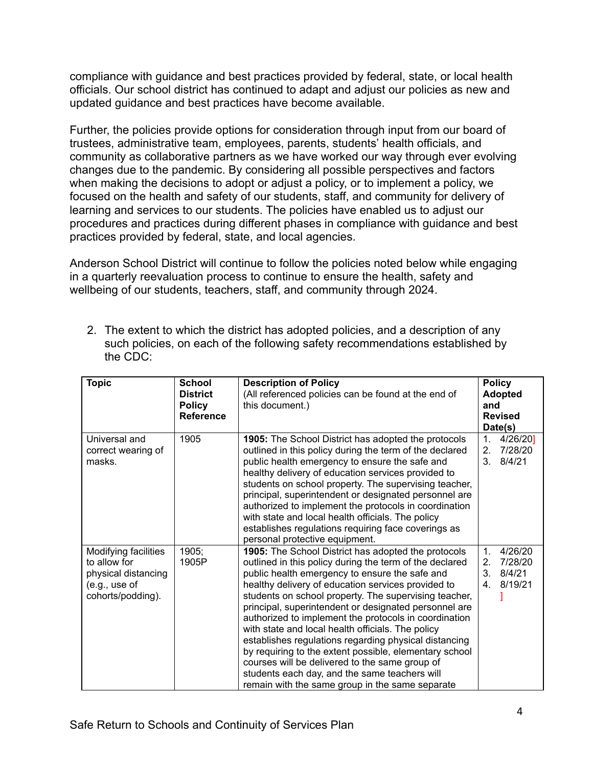compliance with guidance and best practices provided by federal, state, or local health officials. Our school district has continued to adapt and adjust our policies as new and updated guidance and best practices have become available.

Further, the policies provide options for consideration through input from our board of trustees, administrative team, employees, parents, students' health officials, and community as collaborative partners as we have worked our way through ever evolving changes due to the pandemic. By considering all possible perspectives and factors when making the decisions to adopt or adjust a policy, or to implement a policy, we focused on the health and safety of our students, staff, and community for delivery of learning and services to our students. The policies have enabled us to adjust our procedures and practices during different phases in compliance with guidance and best practices provided by federal, state, and local agencies.

Anderson School District will continue to follow the policies noted below while engaging in a quarterly reevaluation process to continue to ensure the health, safety and wellbeing of our students, teachers, staff, and community through 2024.

2. The extent to which the district has adopted policies, and a description of any such policies, on each of the following safety recommendations established by the CDC:

| Topic | School District Policy Reference | Description of Policy (All referenced policies can be found at the end of this document.) | Policy Adopted and Revised Date(s) |
|---|---|---|---|
| Universal and correct wearing of masks. | 1905 | **1905:** The School District has adopted the protocols outlined in this policy during the term of the declared public health emergency to ensure the safe and healthy delivery of education services provided to students on school property. The supervising teacher, principal, superintendent or designated personnel are authorized to implement the protocols in coordination with state and local health officials. The policy establishes regulations requiring face coverings as personal protective equipment. | 1. 4/26/20] 2. 7/28/20 3. 8/4/21 |
| Modifying facilities to allow for physical distancing (e.g., use of cohorts/podding). | 1905; 1905P | **1905:** The School District has adopted the protocols outlined in this policy during the term of the declared public health emergency to ensure the safe and healthy delivery of education services provided to students on school property. The supervising teacher, principal, superintendent or designated personnel are authorized to implement the protocols in coordination with state and local health officials. The policy establishes regulations regarding physical distancing by requiring to the extent possible, elementary school courses will be delivered to the same group of students each day, and the same teachers will remain with the same group in the same separate | 1. 4/26/20 2. 7/28/20 3. 8/4/21 4. 8/19/21 ] |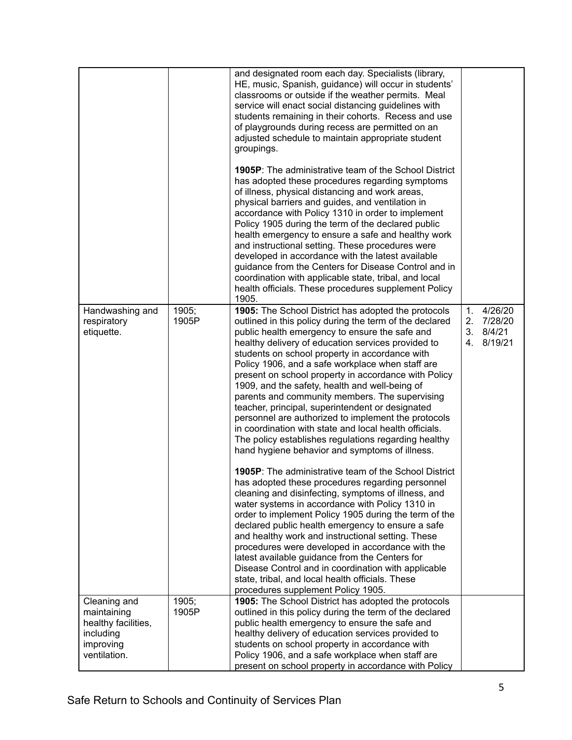| | | | |
|---|---|---|---|
| | | and designated room each day. Specialists (library, HE, music, Spanish, guidance) will occur in students' classrooms or outside if the weather permits. Meal service will enact social distancing guidelines with students remaining in their cohorts. Recess and use of playgrounds during recess are permitted on an adjusted schedule to maintain appropriate student groupings.<br><br>**1905P**: The administrative team of the School District has adopted these procedures regarding symptoms of illness, physical distancing and work areas, physical barriers and guides, and ventilation in accordance with Policy 1310 in order to implement Policy 1905 during the term of the declared public health emergency to ensure a safe and healthy work and instructional setting. These procedures were developed in accordance with the latest available guidance from the Centers for Disease Control and in coordination with applicable state, tribal, and local health officials. These procedures supplement Policy 1905. | |
| Handwashing and respiratory etiquette. | 1905; 1905P | **1905:** The School District has adopted the protocols outlined in this policy during the term of the declared public health emergency to ensure the safe and healthy delivery of education services provided to students on school property in accordance with Policy 1906, and a safe workplace when staff are present on school property in accordance with Policy 1909, and the safety, health and well-being of parents and community members. The supervising teacher, principal, superintendent or designated personnel are authorized to implement the protocols in coordination with state and local health officials. The policy establishes regulations regarding healthy hand hygiene behavior and symptoms of illness.<br><br>**1905P**: The administrative team of the School District has adopted these procedures regarding personnel cleaning and disinfecting, symptoms of illness, and water systems in accordance with Policy 1310 in order to implement Policy 1905 during the term of the declared public health emergency to ensure a safe and healthy work and instructional setting. These procedures were developed in accordance with the latest available guidance from the Centers for Disease Control and in coordination with applicable state, tribal, and local health officials. These procedures supplement Policy 1905. | 1. 4/26/20<br>2. 7/28/20<br>3. 8/4/21<br>4. 8/19/21 |
| Cleaning and maintaining healthy facilities, including improving ventilation. | 1905; 1905P | **1905:** The School District has adopted the protocols outlined in this policy during the term of the declared public health emergency to ensure the safe and healthy delivery of education services provided to students on school property in accordance with Policy 1906, and a safe workplace when staff are present on school property in accordance with Policy | |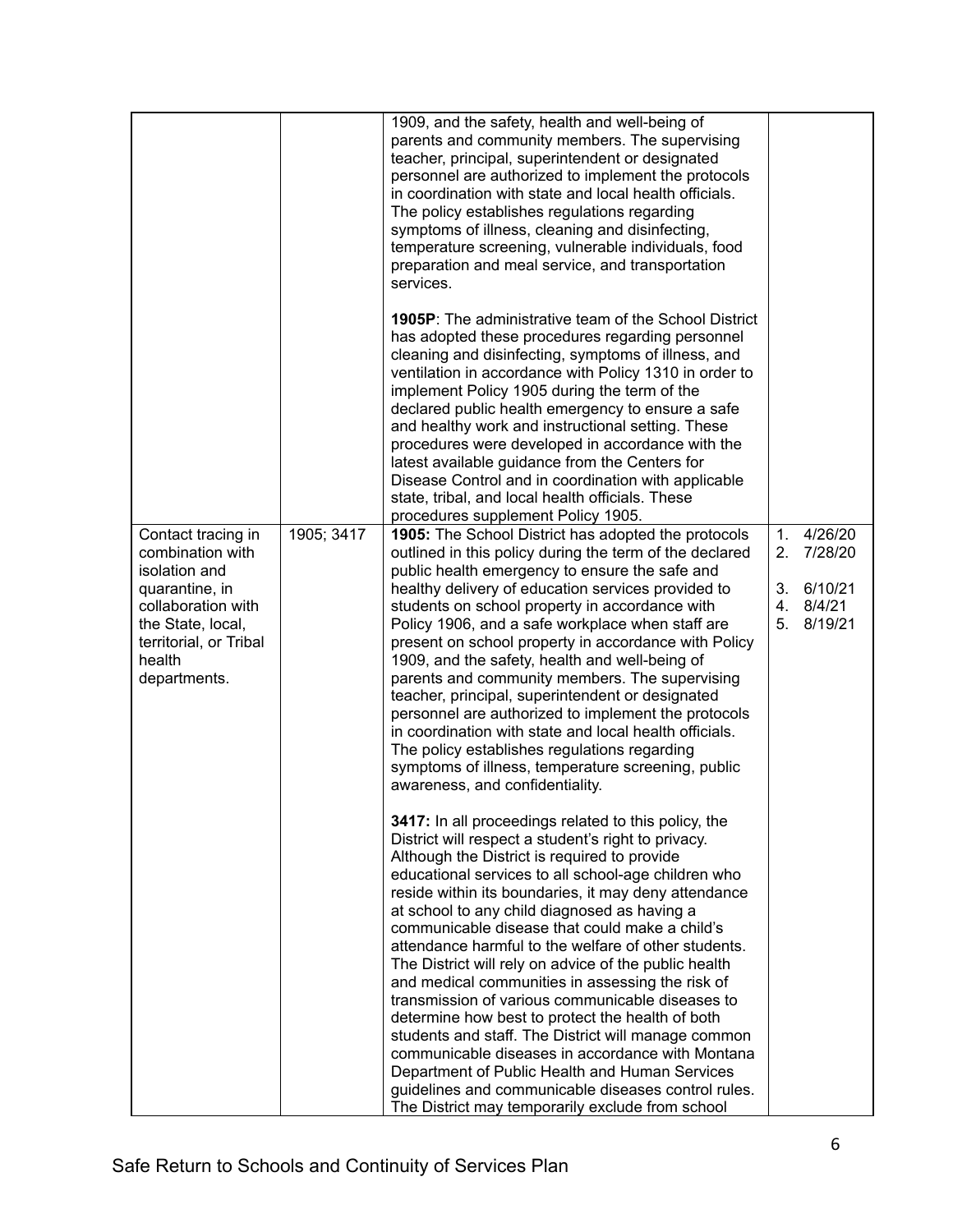| | | | |
|---|---|---|---|
| | | 1909, and the safety, health and well-being of parents and community members. The supervising teacher, principal, superintendent or designated personnel are authorized to implement the protocols in coordination with state and local health officials. The policy establishes regulations regarding symptoms of illness, cleaning and disinfecting, temperature screening, vulnerable individuals, food preparation and meal service, and transportation services.<br><br>**1905P**: The administrative team of the School District has adopted these procedures regarding personnel cleaning and disinfecting, symptoms of illness, and ventilation in accordance with Policy 1310 in order to implement Policy 1905 during the term of the declared public health emergency to ensure a safe and healthy work and instructional setting. These procedures were developed in accordance with the latest available guidance from the Centers for Disease Control and in coordination with applicable state, tribal, and local health officials. These procedures supplement Policy 1905. | |
| Contact tracing in combination with isolation and quarantine, in collaboration with the State, local, territorial, or Tribal health departments. | 1905; 3417 | **1905:** The School District has adopted the protocols outlined in this policy during the term of the declared public health emergency to ensure the safe and healthy delivery of education services provided to students on school property in accordance with Policy 1906, and a safe workplace when staff are present on school property in accordance with Policy 1909, and the safety, health and well-being of parents and community members. The supervising teacher, principal, superintendent or designated personnel are authorized to implement the protocols in coordination with state and local health officials. The policy establishes regulations regarding symptoms of illness, temperature screening, public awareness, and confidentiality.<br><br>**3417:** In all proceedings related to this policy, the District will respect a student's right to privacy. Although the District is required to provide educational services to all school-age children who reside within its boundaries, it may deny attendance at school to any child diagnosed as having a communicable disease that could make a child's attendance harmful to the welfare of other students. The District will rely on advice of the public health and medical communities in assessing the risk of transmission of various communicable diseases to determine how best to protect the health of both students and staff. The District will manage common communicable diseases in accordance with Montana Department of Public Health and Human Services guidelines and communicable diseases control rules. The District may temporarily exclude from school | 1. 4/26/20<br>2. 7/28/20<br>3. 6/10/21<br>4. 8/4/21<br>5. 8/19/21 |

Safe Return to Schools and Continuity of Services Plan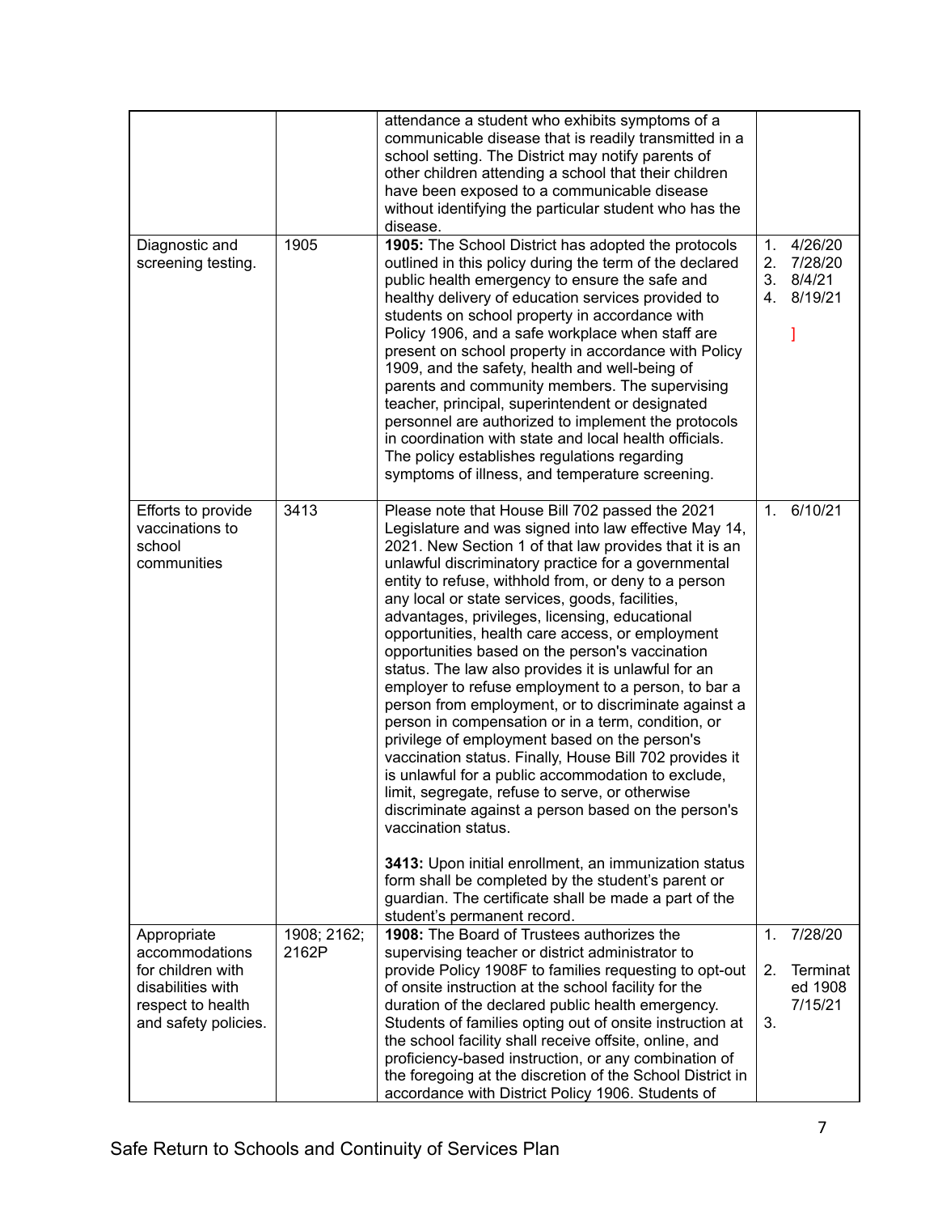| | | | |
|---|---|---|---|
| | | attendance a student who exhibits symptoms of a communicable disease that is readily transmitted in a school setting. The District may notify parents of other children attending a school that their children have been exposed to a communicable disease without identifying the particular student who has the disease. | |
| Diagnostic and screening testing. | 1905 | **1905:** The School District has adopted the protocols outlined in this policy during the term of the declared public health emergency to ensure the safe and healthy delivery of education services provided to students on school property in accordance with Policy 1906, and a safe workplace when staff are present on school property in accordance with Policy 1909, and the safety, health and well-being of parents and community members. The supervising teacher, principal, superintendent or designated personnel are authorized to implement the protocols in coordination with state and local health officials. The policy establishes regulations regarding symptoms of illness, and temperature screening. | 1. 4/26/20<br>2. 7/28/20<br>3. 8/4/21<br>4. 8/19/21<br>] |
| Efforts to provide vaccinations to school communities | 3413 | Please note that House Bill 702 passed the 2021 Legislature and was signed into law effective May 14, 2021. New Section 1 of that law provides that it is an unlawful discriminatory practice for a governmental entity to refuse, withhold from, or deny to a person any local or state services, goods, facilities, advantages, privileges, licensing, educational opportunities, health care access, or employment opportunities based on the person's vaccination status. The law also provides it is unlawful for an employer to refuse employment to a person, to bar a person from employment, or to discriminate against a person in compensation or in a term, condition, or privilege of employment based on the person's vaccination status. Finally, House Bill 702 provides it is unlawful for a public accommodation to exclude, limit, segregate, refuse to serve, or otherwise discriminate against a person based on the person's vaccination status.<br><br>**3413:** Upon initial enrollment, an immunization status form shall be completed by the student's parent or guardian. The certificate shall be made a part of the student's permanent record. | 1. 6/10/21 |
| Appropriate accommodations for children with disabilities with respect to health and safety policies. | 1908; 2162; 2162P | **1908:** The Board of Trustees authorizes the supervising teacher or district administrator to provide Policy 1908F to families requesting to opt-out of onsite instruction at the school facility for the duration of the declared public health emergency. Students of families opting out of onsite instruction at the school facility shall receive offsite, online, and proficiency-based instruction, or any combination of the foregoing at the discretion of the School District in accordance with District Policy 1906. Students of | 1. 7/28/20<br>2. Terminated 1908 7/15/21<br>3. |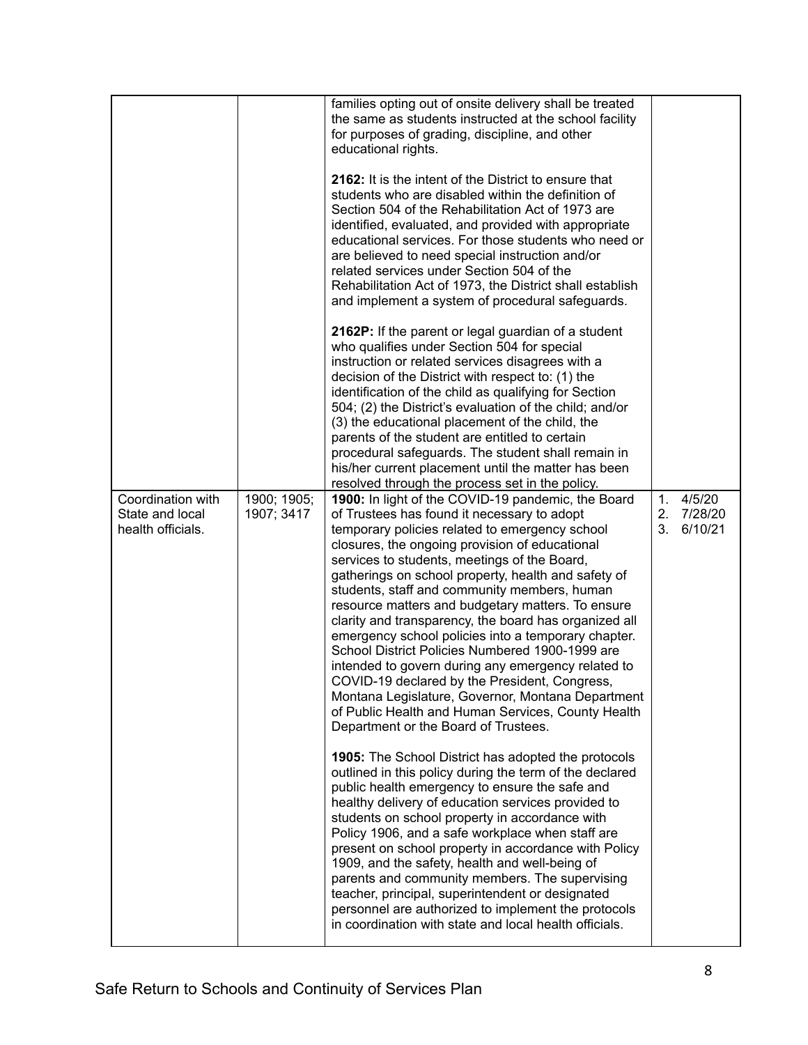| | | | |
|---|---|---|---|
| | | families opting out of onsite delivery shall be treated the same as students instructed at the school facility for purposes of grading, discipline, and other educational rights.<br><br>**2162:** It is the intent of the District to ensure that students who are disabled within the definition of Section 504 of the Rehabilitation Act of 1973 are identified, evaluated, and provided with appropriate educational services. For those students who need or are believed to need special instruction and/or related services under Section 504 of the Rehabilitation Act of 1973, the District shall establish and implement a system of procedural safeguards.<br><br>**2162P:** If the parent or legal guardian of a student who qualifies under Section 504 for special instruction or related services disagrees with a decision of the District with respect to: (1) the identification of the child as qualifying for Section 504; (2) the District's evaluation of the child; and/or (3) the educational placement of the child, the parents of the student are entitled to certain procedural safeguards. The student shall remain in his/her current placement until the matter has been resolved through the process set in the policy. | |
| Coordination with State and local health officials. | 1900; 1905; 1907; 3417 | **1900:** In light of the COVID-19 pandemic, the Board of Trustees has found it necessary to adopt temporary policies related to emergency school closures, the ongoing provision of educational services to students, meetings of the Board, gatherings on school property, health and safety of students, staff and community members, human resource matters and budgetary matters. To ensure clarity and transparency, the board has organized all emergency school policies into a temporary chapter. School District Policies Numbered 1900-1999 are intended to govern during any emergency related to COVID-19 declared by the President, Congress, Montana Legislature, Governor, Montana Department of Public Health and Human Services, County Health Department or the Board of Trustees.<br><br>**1905:** The School District has adopted the protocols outlined in this policy during the term of the declared public health emergency to ensure the safe and healthy delivery of education services provided to students on school property in accordance with Policy 1906, and a safe workplace when staff are present on school property in accordance with Policy 1909, and the safety, health and well-being of parents and community members. The supervising teacher, principal, superintendent or designated personnel are authorized to implement the protocols in coordination with state and local health officials. | 1. 4/5/20<br>2. 7/28/20<br>3. 6/10/21 |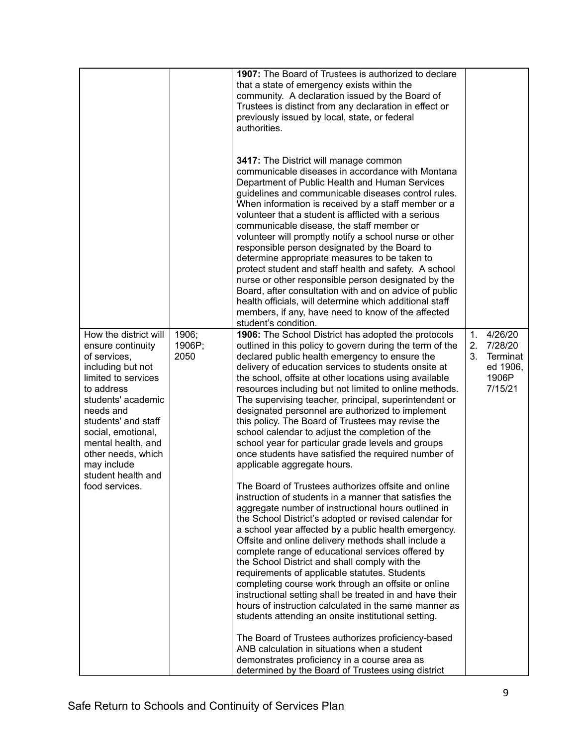| | | | |
|---|---|---|---|
| | | **1907:** The Board of Trustees is authorized to declare that a state of emergency exists within the community. A declaration issued by the Board of Trustees is distinct from any declaration in effect or previously issued by local, state, or federal authorities.<br><br>**3417:** The District will manage common communicable diseases in accordance with Montana Department of Public Health and Human Services guidelines and communicable diseases control rules. When information is received by a staff member or a volunteer that a student is afflicted with a serious communicable disease, the staff member or volunteer will promptly notify a school nurse or other responsible person designated by the Board to determine appropriate measures to be taken to protect student and staff health and safety. A school nurse or other responsible person designated by the Board, after consultation with and on advice of public health officials, will determine which additional staff members, if any, have need to know of the affected student's condition. | |
| How the district will ensure continuity of services, including but not limited to services to address students' academic needs and students' and staff social, emotional, mental health, and other needs, which may include student health and food services. | 1906; 1906P; 2050 | **1906:** The School District has adopted the protocols outlined in this policy to govern during the term of the declared public health emergency to ensure the delivery of education services to students onsite at the school, offsite at other locations using available resources including but not limited to online methods. The supervising teacher, principal, superintendent or designated personnel are authorized to implement this policy. The Board of Trustees may revise the school calendar to adjust the completion of the school year for particular grade levels and groups once students have satisfied the required number of applicable aggregate hours.<br><br>The Board of Trustees authorizes offsite and online instruction of students in a manner that satisfies the aggregate number of instructional hours outlined in the School District's adopted or revised calendar for a school year affected by a public health emergency. Offsite and online delivery methods shall include a complete range of educational services offered by the School District and shall comply with the requirements of applicable statutes. Students completing course work through an offsite or online instructional setting shall be treated in and have their hours of instruction calculated in the same manner as students attending an onsite institutional setting.<br><br>The Board of Trustees authorizes proficiency-based ANB calculation in situations when a student demonstrates proficiency in a course area as determined by the Board of Trustees using district | 1. 4/26/20<br>2. 7/28/20<br>3. Terminated 1906, 1906P 7/15/21 |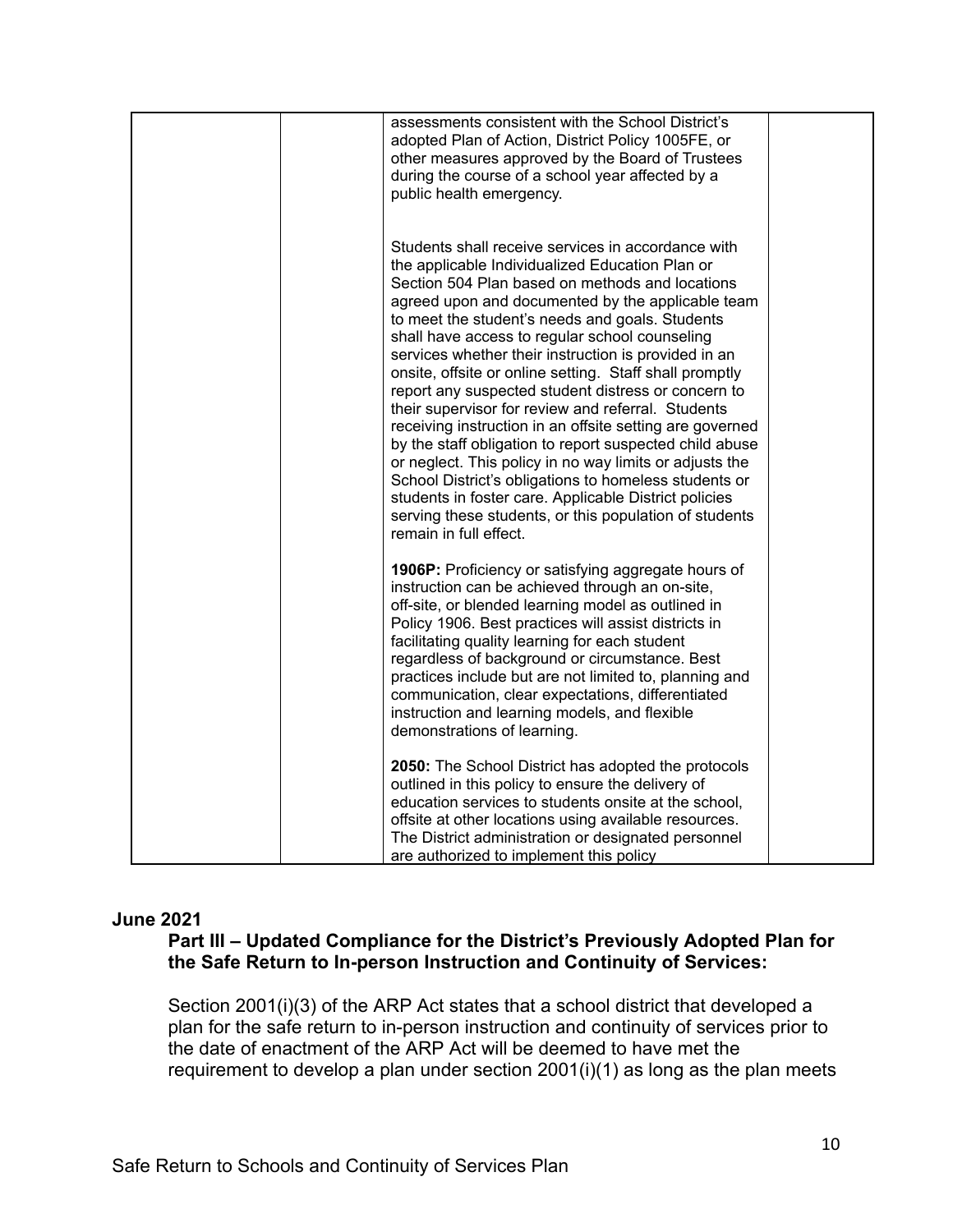| | | assessments consistent with the School District's adopted Plan of Action, District Policy 1005FE, or other measures approved by the Board of Trustees during the course of a school year affected by a public health emergency.<br><br>Students shall receive services in accordance with the applicable Individualized Education Plan or Section 504 Plan based on methods and locations agreed upon and documented by the applicable team to meet the student's needs and goals. Students shall have access to regular school counseling services whether their instruction is provided in an onsite, offsite or online setting. Staff shall promptly report any suspected student distress or concern to their supervisor for review and referral. Students receiving instruction in an offsite setting are governed by the staff obligation to report suspected child abuse or neglect. This policy in no way limits or adjusts the School District's obligations to homeless students or students in foster care. Applicable District policies serving these students, or this population of students remain in full effect.<br><br>**1906P:** Proficiency or satisfying aggregate hours of instruction can be achieved through an on-site, off-site, or blended learning model as outlined in Policy 1906. Best practices will assist districts in facilitating quality learning for each student regardless of background or circumstance. Best practices include but are not limited to, planning and communication, clear expectations, differentiated instruction and learning models, and flexible demonstrations of learning.<br><br>**2050:** The School District has adopted the protocols outlined in this policy to ensure the delivery of education services to students onsite at the school, offsite at other locations using available resources. The District administration or designated personnel are authorized to implement this policy | |
|---|---|---|---|

**June 2021**

**Part III – Updated Compliance for the District's Previously Adopted Plan for the Safe Return to In-person Instruction and Continuity of Services:**

Section 2001(i)(3) of the ARP Act states that a school district that developed a plan for the safe return to in-person instruction and continuity of services prior to the date of enactment of the ARP Act will be deemed to have met the requirement to develop a plan under section 2001(i)(1) as long as the plan meets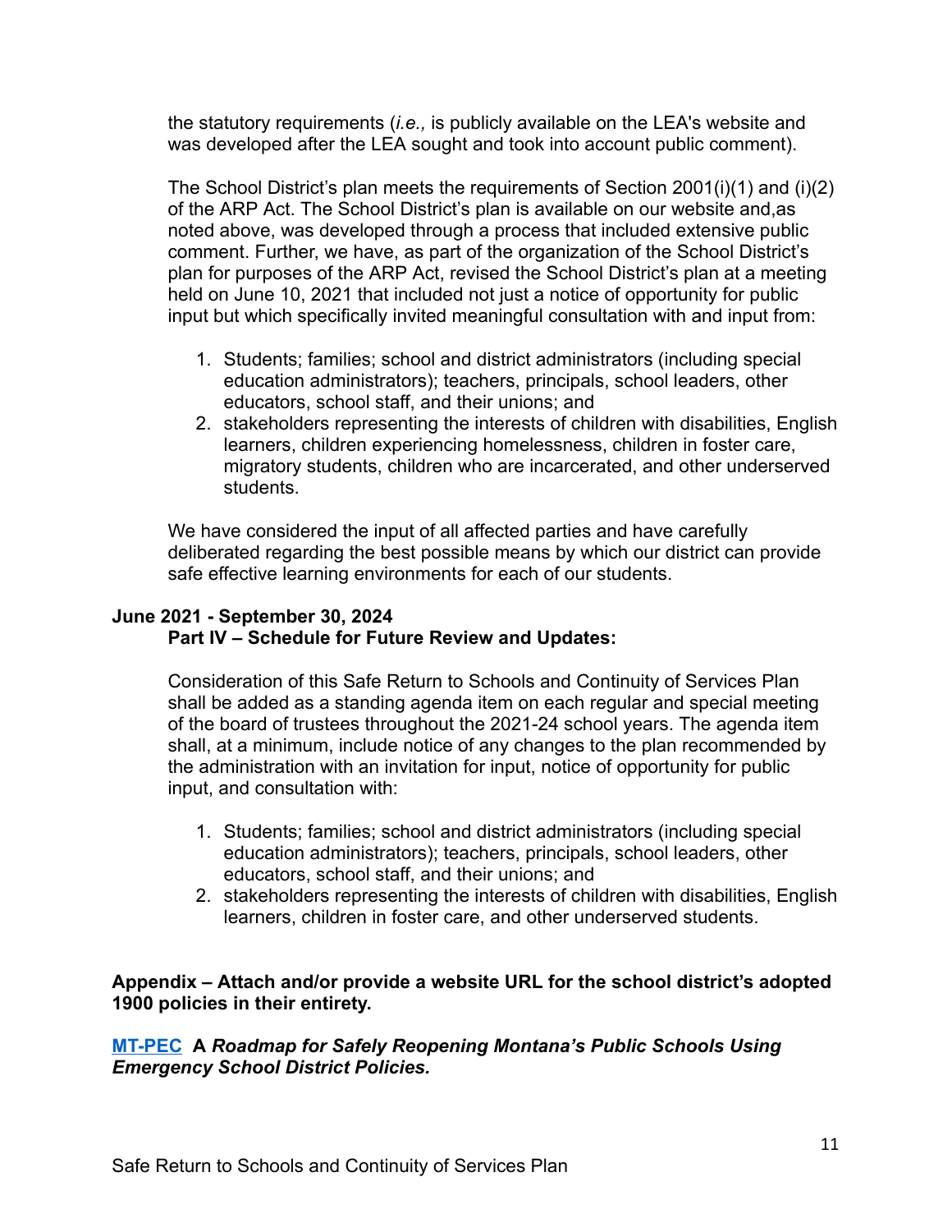the statutory requirements (*i.e.,* is publicly available on the LEA's website and was developed after the LEA sought and took into account public comment).

The School District's plan meets the requirements of Section 2001(i)(1) and (i)(2) of the ARP Act. The School District's plan is available on our website and,as noted above, was developed through a process that included extensive public comment. Further, we have, as part of the organization of the School District's plan for purposes of the ARP Act, revised the School District's plan at a meeting held on June 10, 2021 that included not just a notice of opportunity for public input but which specifically invited meaningful consultation with and input from:

1. Students; families; school and district administrators (including special education administrators); teachers, principals, school leaders, other educators, school staff, and their unions; and
2. stakeholders representing the interests of children with disabilities, English learners, children experiencing homelessness, children in foster care, migratory students, children who are incarcerated, and other underserved students.

We have considered the input of all affected parties and have carefully deliberated regarding the best possible means by which our district can provide safe effective learning environments for each of our students.

**June 2021 - September 30, 2024**

**Part IV – Schedule for Future Review and Updates:**

Consideration of this Safe Return to Schools and Continuity of Services Plan shall be added as a standing agenda item on each regular and special meeting of the board of trustees throughout the 2021-24 school years. The agenda item shall, at a minimum, include notice of any changes to the plan recommended by the administration with an invitation for input, notice of opportunity for public input, and consultation with:

1. Students; families; school and district administrators (including special education administrators); teachers, principals, school leaders, other educators, school staff, and their unions; and
2. stakeholders representing the interests of children with disabilities, English learners, children in foster care, and other underserved students.

**Appendix – Attach and/or provide a website URL for the school district's adopted 1900 policies in their entirety.**

**MT-PEC** **A *Roadmap for Safely Reopening Montana's Public Schools Using Emergency School District Policies.***